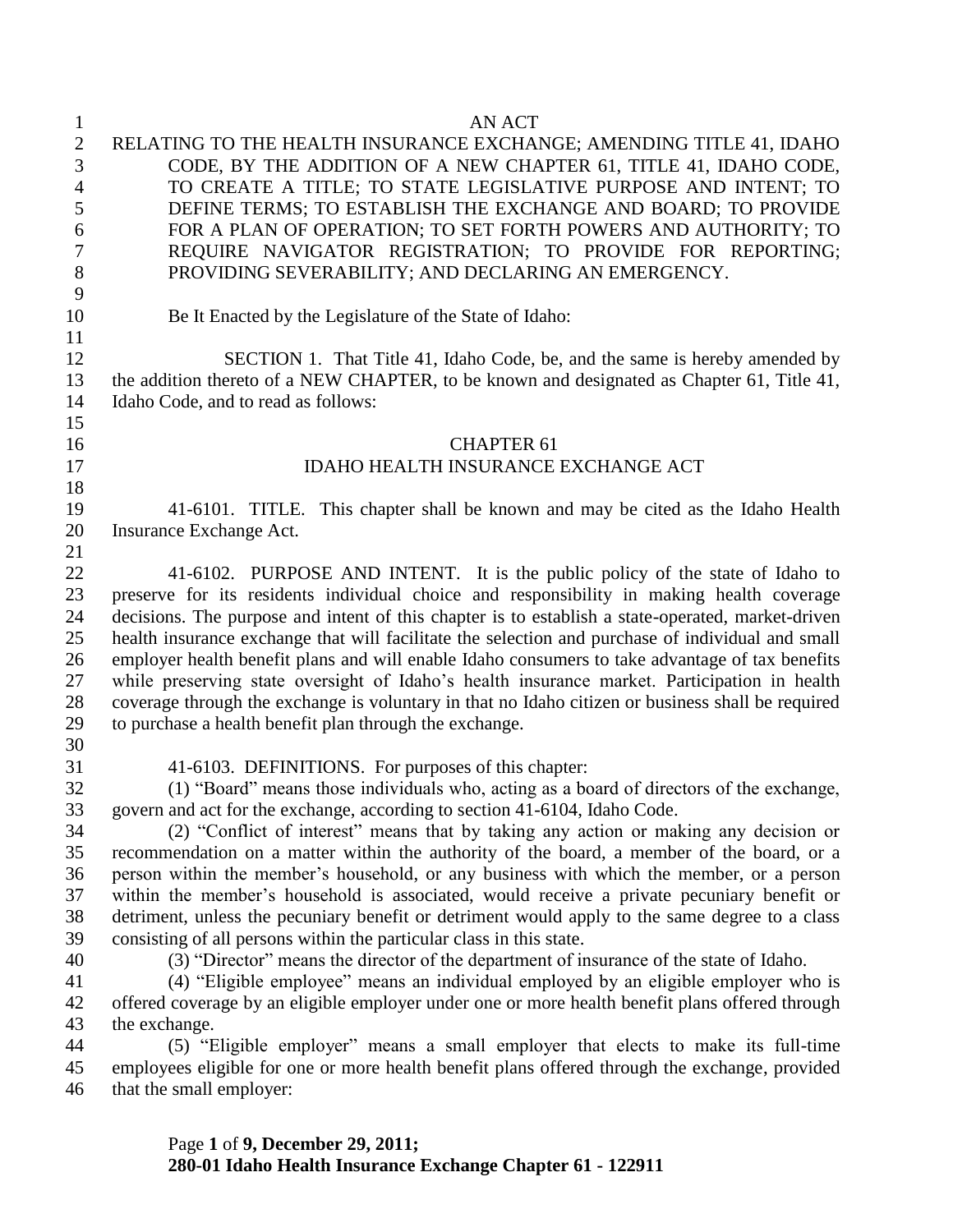AN ACT

RELATING TO THE HEALTH INSURANCE EXCHANGE; AMENDING TITLE 41, IDAHO CODE, BY THE ADDITION OF A NEW CHAPTER 61, TITLE 41, IDAHO CODE, TO CREATE A TITLE; TO STATE LEGISLATIVE PURPOSE AND INTENT; TO DEFINE TERMS; TO ESTABLISH THE EXCHANGE AND BOARD; TO PROVIDE FOR A PLAN OF OPERATION; TO SET FORTH POWERS AND AUTHORITY; TO REQUIRE NAVIGATOR REGISTRATION; TO PROVIDE FOR REPORTING; PROVIDING SEVERABILITY; AND DECLARING AN EMERGENCY.

Be It Enacted by the Legislature of the State of Idaho:

SECTION 1. That Title 41, Idaho Code, be, and the same is hereby amended by the addition thereto of a NEW CHAPTER, to be known and designated as Chapter 61, Title 41, Idaho Code, and to read as follows:

CHAPTER 61

IDAHO HEALTH INSURANCE EXCHANGE ACT

41-6101. TITLE. This chapter shall be known and may be cited as the Idaho Health Insurance Exchange Act.

41-6102. PURPOSE AND INTENT. It is the public policy of the state of Idaho to preserve for its residents individual choice and responsibility in making health coverage decisions. The purpose and intent of this chapter is to establish a state-operated, market-driven health insurance exchange that will facilitate the selection and purchase of individual and small employer health benefit plans and will enable Idaho consumers to take advantage of tax benefits while preserving state oversight of Idaho's health insurance market. Participation in health coverage through the exchange is voluntary in that no Idaho citizen or business shall be required to purchase a health benefit plan through the exchange.

41-6103. DEFINITIONS. For purposes of this chapter:

(1) "Board" means those individuals who, acting as a board of directors of the exchange, govern and act for the exchange, according to section 41-6104, Idaho Code.

(2) "Conflict of interest" means that by taking any action or making any decision or recommendation on a matter within the authority of the board, a member of the board, or a person within the member's household, or any business with which the member, or a person within the member's household is associated, would receive a private pecuniary benefit or detriment, unless the pecuniary benefit or detriment would apply to the same degree to a class consisting of all persons within the particular class in this state.

(3) "Director" means the director of the department of insurance of the state of Idaho.

(4) "Eligible employee" means an individual employed by an eligible employer who is offered coverage by an eligible employer under one or more health benefit plans offered through the exchange.

(5) "Eligible employer" means a small employer that elects to make its full-time employees eligible for one or more health benefit plans offered through the exchange, provided that the small employer: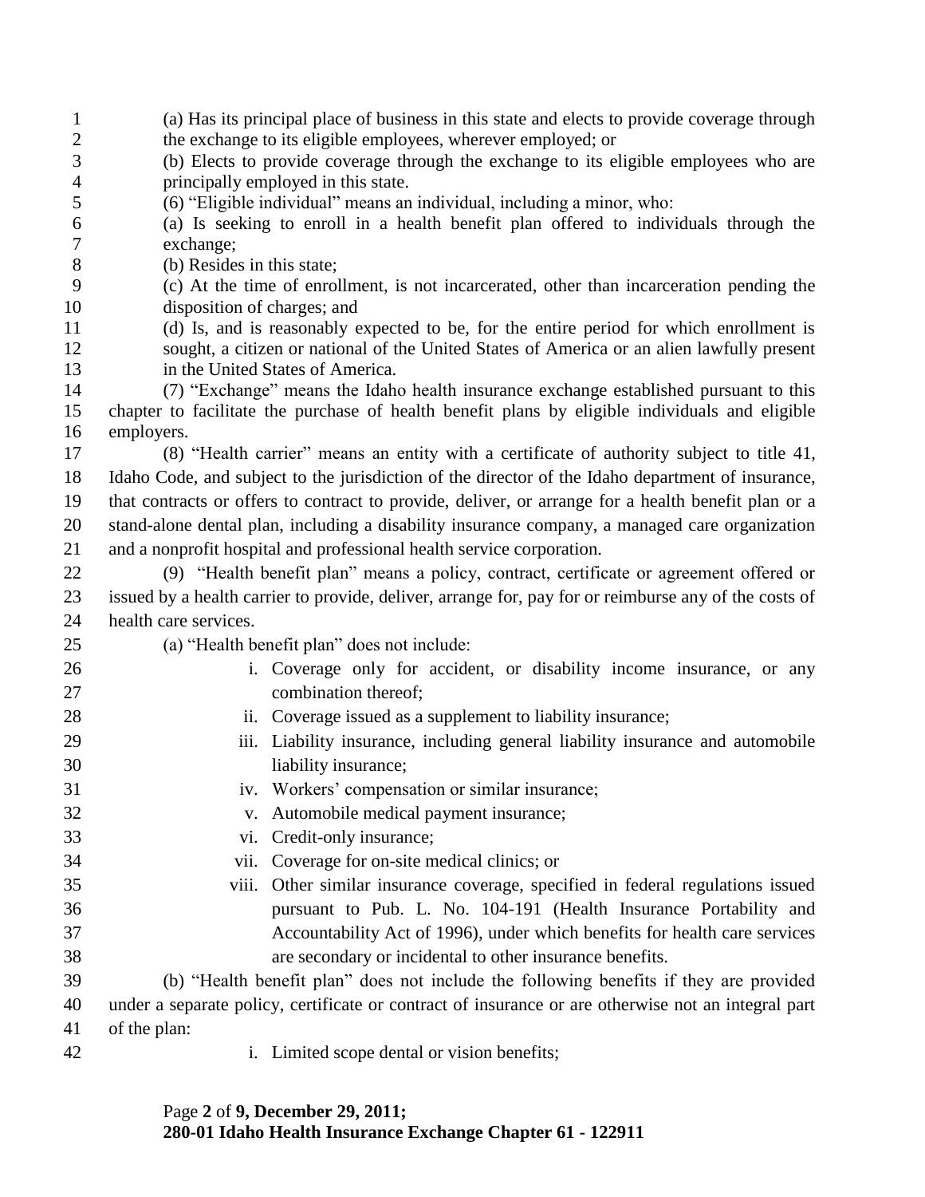(a) Has its principal place of business in this state and elects to provide coverage through the exchange to its eligible employees, wherever employed; or

(b) Elects to provide coverage through the exchange to its eligible employees who are principally employed in this state.

(6) "Eligible individual" means an individual, including a minor, who:

(a) Is seeking to enroll in a health benefit plan offered to individuals through the exchange;

(b) Resides in this state;

(c) At the time of enrollment, is not incarcerated, other than incarceration pending the disposition of charges; and

(d) Is, and is reasonably expected to be, for the entire period for which enrollment is sought, a citizen or national of the United States of America or an alien lawfully present in the United States of America.

(7) "Exchange" means the Idaho health insurance exchange established pursuant to this chapter to facilitate the purchase of health benefit plans by eligible individuals and eligible employers.

(8) "Health carrier" means an entity with a certificate of authority subject to title 41, Idaho Code, and subject to the jurisdiction of the director of the Idaho department of insurance, that contracts or offers to contract to provide, deliver, or arrange for a health benefit plan or a stand-alone dental plan, including a disability insurance company, a managed care organization and a nonprofit hospital and professional health service corporation.

(9) "Health benefit plan" means a policy, contract, certificate or agreement offered or issued by a health carrier to provide, deliver, arrange for, pay for or reimburse any of the costs of health care services.

(a) "Health benefit plan" does not include:

i. Coverage only for accident, or disability income insurance, or any combination thereof;
ii. Coverage issued as a supplement to liability insurance;
iii. Liability insurance, including general liability insurance and automobile liability insurance;
iv. Workers' compensation or similar insurance;
v. Automobile medical payment insurance;
vi. Credit-only insurance;
vii. Coverage for on-site medical clinics; or
viii. Other similar insurance coverage, specified in federal regulations issued pursuant to Pub. L. No. 104-191 (Health Insurance Portability and Accountability Act of 1996), under which benefits for health care services are secondary or incidental to other insurance benefits.

(b) "Health benefit plan" does not include the following benefits if they are provided under a separate policy, certificate or contract of insurance or are otherwise not an integral part of the plan:

i. Limited scope dental or vision benefits;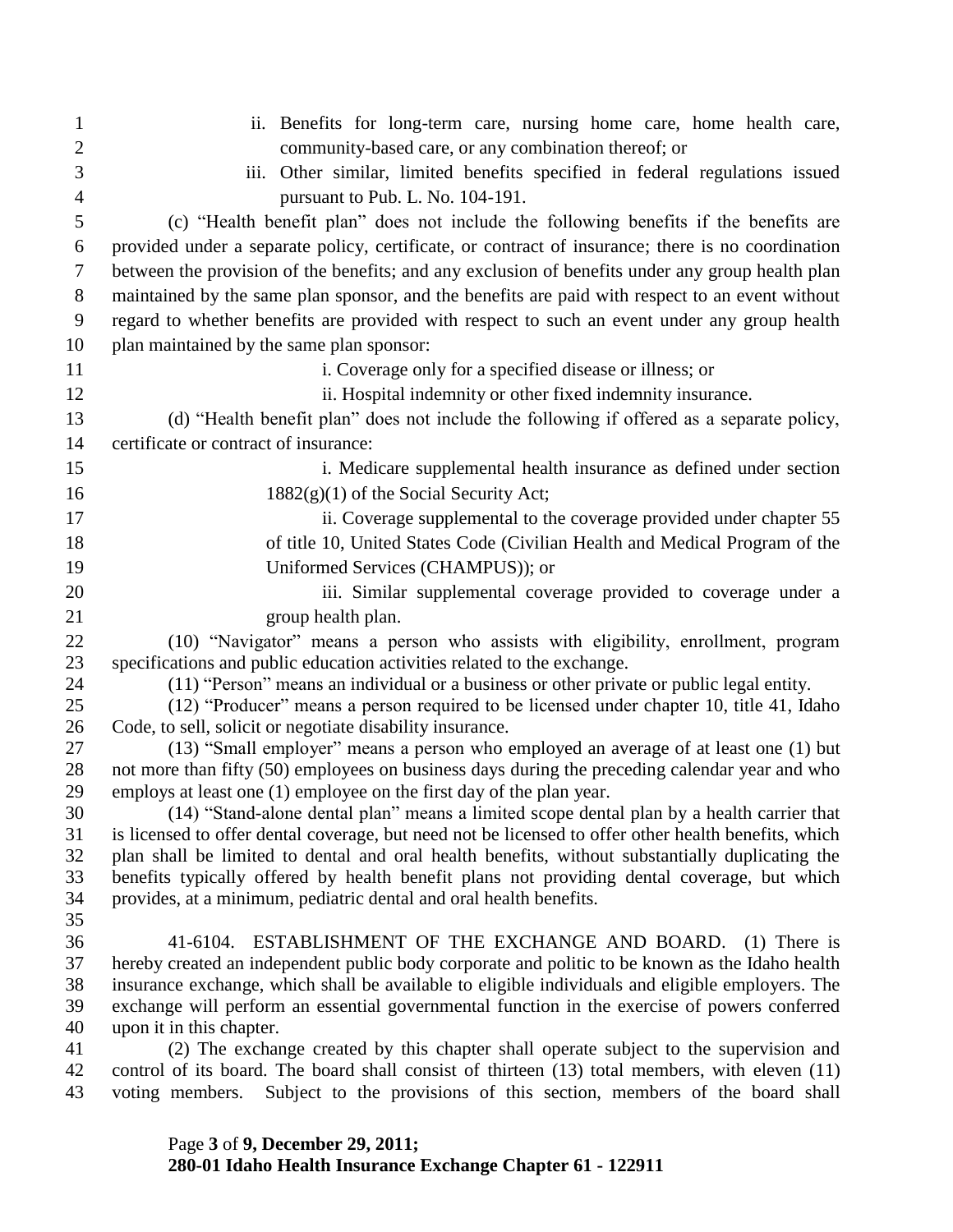ii. Benefits for long-term care, nursing home care, home health care, community-based care, or any combination thereof; or

iii. Other similar, limited benefits specified in federal regulations issued pursuant to Pub. L. No. 104-191.

(c) "Health benefit plan" does not include the following benefits if the benefits are provided under a separate policy, certificate, or contract of insurance; there is no coordination between the provision of the benefits; and any exclusion of benefits under any group health plan maintained by the same plan sponsor, and the benefits are paid with respect to an event without regard to whether benefits are provided with respect to such an event under any group health plan maintained by the same plan sponsor:

i. Coverage only for a specified disease or illness; or

ii. Hospital indemnity or other fixed indemnity insurance.

(d) "Health benefit plan" does not include the following if offered as a separate policy, certificate or contract of insurance:

i. Medicare supplemental health insurance as defined under section 1882(g)(1) of the Social Security Act;

ii. Coverage supplemental to the coverage provided under chapter 55 of title 10, United States Code (Civilian Health and Medical Program of the Uniformed Services (CHAMPUS)); or

iii. Similar supplemental coverage provided to coverage under a group health plan.

(10) "Navigator" means a person who assists with eligibility, enrollment, program specifications and public education activities related to the exchange.

(11) "Person" means an individual or a business or other private or public legal entity.

(12) "Producer" means a person required to be licensed under chapter 10, title 41, Idaho Code, to sell, solicit or negotiate disability insurance.

(13) "Small employer" means a person who employed an average of at least one (1) but not more than fifty (50) employees on business days during the preceding calendar year and who employs at least one (1) employee on the first day of the plan year.

(14) "Stand-alone dental plan" means a limited scope dental plan by a health carrier that is licensed to offer dental coverage, but need not be licensed to offer other health benefits, which plan shall be limited to dental and oral health benefits, without substantially duplicating the benefits typically offered by health benefit plans not providing dental coverage, but which provides, at a minimum, pediatric dental and oral health benefits.

41-6104. ESTABLISHMENT OF THE EXCHANGE AND BOARD. (1) There is hereby created an independent public body corporate and politic to be known as the Idaho health insurance exchange, which shall be available to eligible individuals and eligible employers. The exchange will perform an essential governmental function in the exercise of powers conferred upon it in this chapter.

(2) The exchange created by this chapter shall operate subject to the supervision and control of its board. The board shall consist of thirteen (13) total members, with eleven (11) voting members. Subject to the provisions of this section, members of the board shall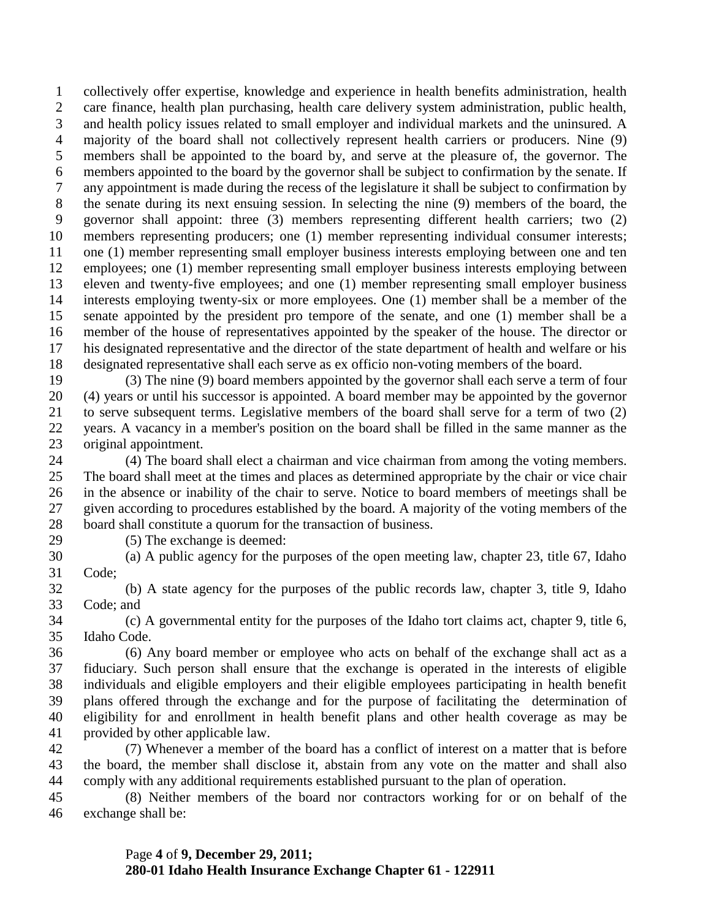collectively offer expertise, knowledge and experience in health benefits administration, health care finance, health plan purchasing, health care delivery system administration, public health, and health policy issues related to small employer and individual markets and the uninsured. A majority of the board shall not collectively represent health carriers or producers. Nine (9) members shall be appointed to the board by, and serve at the pleasure of, the governor. The members appointed to the board by the governor shall be subject to confirmation by the senate. If any appointment is made during the recess of the legislature it shall be subject to confirmation by the senate during its next ensuing session. In selecting the nine (9) members of the board, the governor shall appoint: three (3) members representing different health carriers; two (2) members representing producers; one (1) member representing individual consumer interests; one (1) member representing small employer business interests employing between one and ten employees; one (1) member representing small employer business interests employing between eleven and twenty-five employees; and one (1) member representing small employer business interests employing twenty-six or more employees. One (1) member shall be a member of the senate appointed by the president pro tempore of the senate, and one (1) member shall be a member of the house of representatives appointed by the speaker of the house. The director or his designated representative and the director of the state department of health and welfare or his designated representative shall each serve as ex officio non-voting members of the board.

(3) The nine (9) board members appointed by the governor shall each serve a term of four (4) years or until his successor is appointed. A board member may be appointed by the governor to serve subsequent terms. Legislative members of the board shall serve for a term of two (2) years. A vacancy in a member's position on the board shall be filled in the same manner as the original appointment.

(4) The board shall elect a chairman and vice chairman from among the voting members. The board shall meet at the times and places as determined appropriate by the chair or vice chair in the absence or inability of the chair to serve. Notice to board members of meetings shall be given according to procedures established by the board. A majority of the voting members of the board shall constitute a quorum for the transaction of business.

(5) The exchange is deemed:

(a) A public agency for the purposes of the open meeting law, chapter 23, title 67, Idaho Code;

(b) A state agency for the purposes of the public records law, chapter 3, title 9, Idaho Code; and

(c) A governmental entity for the purposes of the Idaho tort claims act, chapter 9, title 6, Idaho Code.

(6) Any board member or employee who acts on behalf of the exchange shall act as a fiduciary. Such person shall ensure that the exchange is operated in the interests of eligible individuals and eligible employers and their eligible employees participating in health benefit plans offered through the exchange and for the purpose of facilitating the determination of eligibility for and enrollment in health benefit plans and other health coverage as may be provided by other applicable law.

(7) Whenever a member of the board has a conflict of interest on a matter that is before the board, the member shall disclose it, abstain from any vote on the matter and shall also comply with any additional requirements established pursuant to the plan of operation.

(8) Neither members of the board nor contractors working for or on behalf of the exchange shall be: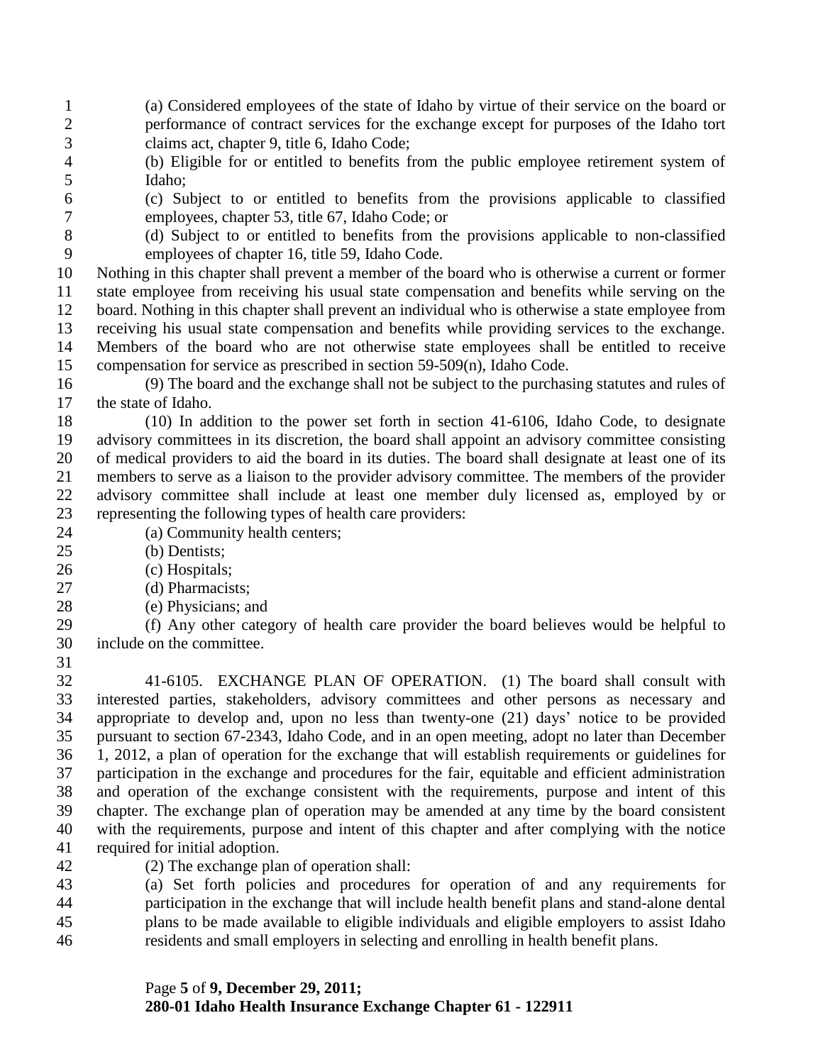(a) Considered employees of the state of Idaho by virtue of their service on the board or performance of contract services for the exchange except for purposes of the Idaho tort claims act, chapter 9, title 6, Idaho Code;

(b) Eligible for or entitled to benefits from the public employee retirement system of Idaho;

(c) Subject to or entitled to benefits from the provisions applicable to classified employees, chapter 53, title 67, Idaho Code; or

(d) Subject to or entitled to benefits from the provisions applicable to non-classified employees of chapter 16, title 59, Idaho Code.

Nothing in this chapter shall prevent a member of the board who is otherwise a current or former state employee from receiving his usual state compensation and benefits while serving on the board. Nothing in this chapter shall prevent an individual who is otherwise a state employee from receiving his usual state compensation and benefits while providing services to the exchange. Members of the board who are not otherwise state employees shall be entitled to receive compensation for service as prescribed in section 59-509(n), Idaho Code.

(9) The board and the exchange shall not be subject to the purchasing statutes and rules of the state of Idaho.

(10) In addition to the power set forth in section 41-6106, Idaho Code, to designate advisory committees in its discretion, the board shall appoint an advisory committee consisting of medical providers to aid the board in its duties. The board shall designate at least one of its members to serve as a liaison to the provider advisory committee. The members of the provider advisory committee shall include at least one member duly licensed as, employed by or representing the following types of health care providers:

(a) Community health centers;

(b) Dentists;

(c) Hospitals;

(d) Pharmacists;

(e) Physicians; and

(f) Any other category of health care provider the board believes would be helpful to include on the committee.

41-6105. EXCHANGE PLAN OF OPERATION. (1) The board shall consult with interested parties, stakeholders, advisory committees and other persons as necessary and appropriate to develop and, upon no less than twenty-one (21) days' notice to be provided pursuant to section 67-2343, Idaho Code, and in an open meeting, adopt no later than December 1, 2012, a plan of operation for the exchange that will establish requirements or guidelines for participation in the exchange and procedures for the fair, equitable and efficient administration and operation of the exchange consistent with the requirements, purpose and intent of this chapter. The exchange plan of operation may be amended at any time by the board consistent with the requirements, purpose and intent of this chapter and after complying with the notice required for initial adoption.

(2) The exchange plan of operation shall:

(a) Set forth policies and procedures for operation of and any requirements for participation in the exchange that will include health benefit plans and stand-alone dental plans to be made available to eligible individuals and eligible employers to assist Idaho residents and small employers in selecting and enrolling in health benefit plans.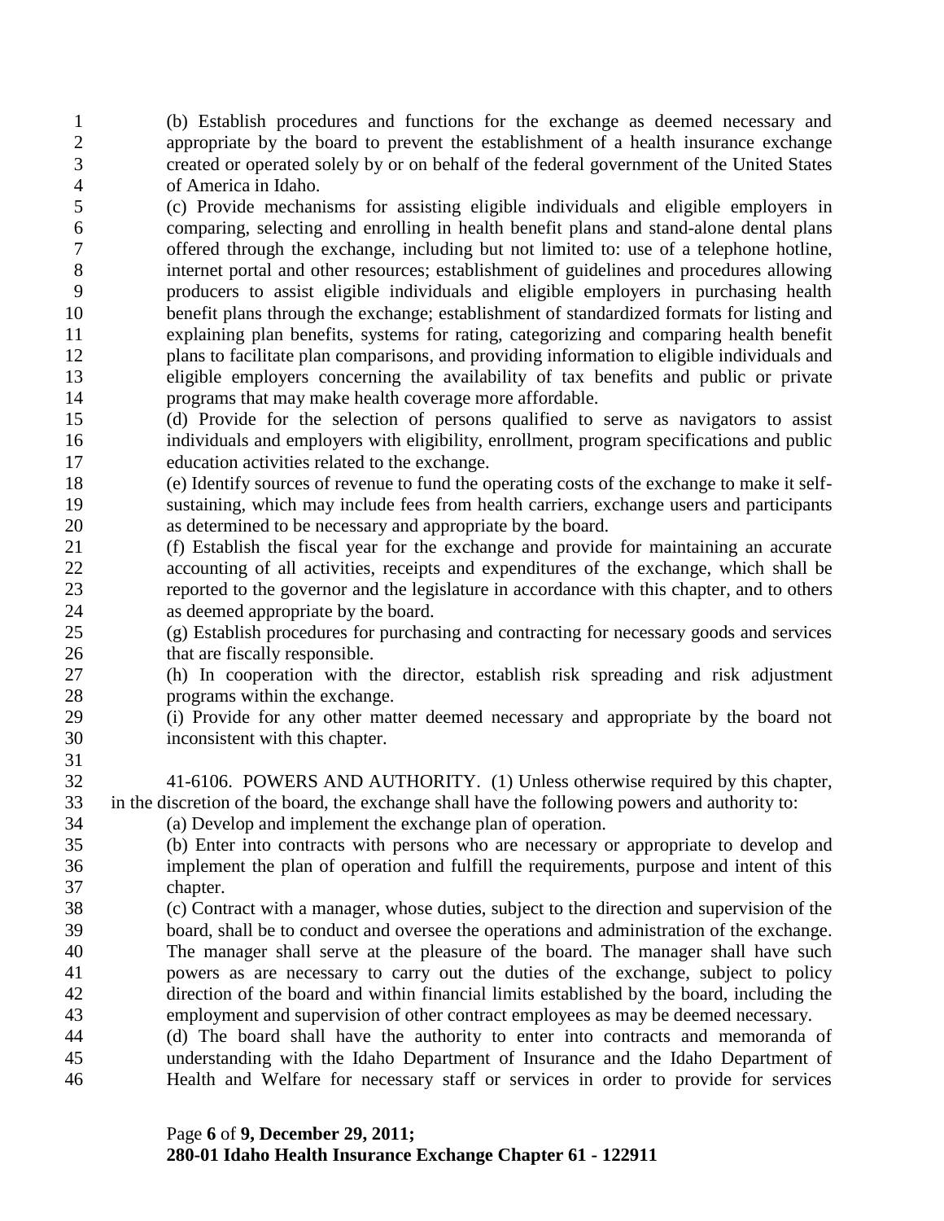(b) Establish procedures and functions for the exchange as deemed necessary and appropriate by the board to prevent the establishment of a health insurance exchange created or operated solely by or on behalf of the federal government of the United States of America in Idaho.

(c) Provide mechanisms for assisting eligible individuals and eligible employers in comparing, selecting and enrolling in health benefit plans and stand-alone dental plans offered through the exchange, including but not limited to: use of a telephone hotline, internet portal and other resources; establishment of guidelines and procedures allowing producers to assist eligible individuals and eligible employers in purchasing health benefit plans through the exchange; establishment of standardized formats for listing and explaining plan benefits, systems for rating, categorizing and comparing health benefit plans to facilitate plan comparisons, and providing information to eligible individuals and eligible employers concerning the availability of tax benefits and public or private programs that may make health coverage more affordable.

(d) Provide for the selection of persons qualified to serve as navigators to assist individuals and employers with eligibility, enrollment, program specifications and public education activities related to the exchange.

(e) Identify sources of revenue to fund the operating costs of the exchange to make it self-sustaining, which may include fees from health carriers, exchange users and participants as determined to be necessary and appropriate by the board.

(f) Establish the fiscal year for the exchange and provide for maintaining an accurate accounting of all activities, receipts and expenditures of the exchange, which shall be reported to the governor and the legislature in accordance with this chapter, and to others as deemed appropriate by the board.

(g) Establish procedures for purchasing and contracting for necessary goods and services that are fiscally responsible.

(h) In cooperation with the director, establish risk spreading and risk adjustment programs within the exchange.

(i) Provide for any other matter deemed necessary and appropriate by the board not inconsistent with this chapter.

41-6106. POWERS AND AUTHORITY. (1) Unless otherwise required by this chapter, in the discretion of the board, the exchange shall have the following powers and authority to:

(a) Develop and implement the exchange plan of operation.

(b) Enter into contracts with persons who are necessary or appropriate to develop and implement the plan of operation and fulfill the requirements, purpose and intent of this chapter.

(c) Contract with a manager, whose duties, subject to the direction and supervision of the board, shall be to conduct and oversee the operations and administration of the exchange. The manager shall serve at the pleasure of the board. The manager shall have such powers as are necessary to carry out the duties of the exchange, subject to policy direction of the board and within financial limits established by the board, including the employment and supervision of other contract employees as may be deemed necessary.

(d) The board shall have the authority to enter into contracts and memoranda of understanding with the Idaho Department of Insurance and the Idaho Department of Health and Welfare for necessary staff or services in order to provide for services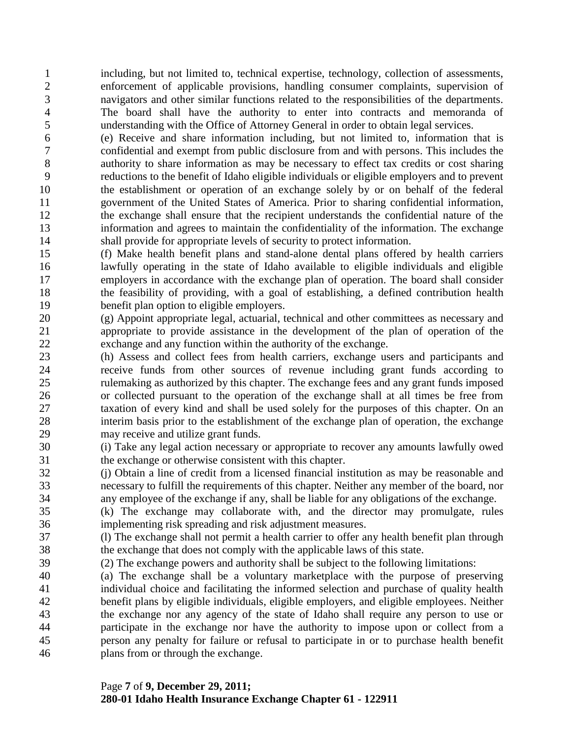including, but not limited to, technical expertise, technology, collection of assessments, enforcement of applicable provisions, handling consumer complaints, supervision of navigators and other similar functions related to the responsibilities of the departments. The board shall have the authority to enter into contracts and memoranda of understanding with the Office of Attorney General in order to obtain legal services.

(e) Receive and share information including, but not limited to, information that is confidential and exempt from public disclosure from and with persons. This includes the authority to share information as may be necessary to effect tax credits or cost sharing reductions to the benefit of Idaho eligible individuals or eligible employers and to prevent the establishment or operation of an exchange solely by or on behalf of the federal government of the United States of America. Prior to sharing confidential information, the exchange shall ensure that the recipient understands the confidential nature of the information and agrees to maintain the confidentiality of the information. The exchange shall provide for appropriate levels of security to protect information.

(f) Make health benefit plans and stand-alone dental plans offered by health carriers lawfully operating in the state of Idaho available to eligible individuals and eligible employers in accordance with the exchange plan of operation. The board shall consider the feasibility of providing, with a goal of establishing, a defined contribution health benefit plan option to eligible employers.

(g) Appoint appropriate legal, actuarial, technical and other committees as necessary and appropriate to provide assistance in the development of the plan of operation of the exchange and any function within the authority of the exchange.

(h) Assess and collect fees from health carriers, exchange users and participants and receive funds from other sources of revenue including grant funds according to rulemaking as authorized by this chapter. The exchange fees and any grant funds imposed or collected pursuant to the operation of the exchange shall at all times be free from taxation of every kind and shall be used solely for the purposes of this chapter. On an interim basis prior to the establishment of the exchange plan of operation, the exchange may receive and utilize grant funds.

(i) Take any legal action necessary or appropriate to recover any amounts lawfully owed the exchange or otherwise consistent with this chapter.

(j) Obtain a line of credit from a licensed financial institution as may be reasonable and necessary to fulfill the requirements of this chapter. Neither any member of the board, nor any employee of the exchange if any, shall be liable for any obligations of the exchange.

(k) The exchange may collaborate with, and the director may promulgate, rules implementing risk spreading and risk adjustment measures.

(l) The exchange shall not permit a health carrier to offer any health benefit plan through the exchange that does not comply with the applicable laws of this state.

(2) The exchange powers and authority shall be subject to the following limitations:

(a) The exchange shall be a voluntary marketplace with the purpose of preserving individual choice and facilitating the informed selection and purchase of quality health benefit plans by eligible individuals, eligible employers, and eligible employees. Neither the exchange nor any agency of the state of Idaho shall require any person to use or participate in the exchange nor have the authority to impose upon or collect from a person any penalty for failure or refusal to participate in or to purchase health benefit plans from or through the exchange.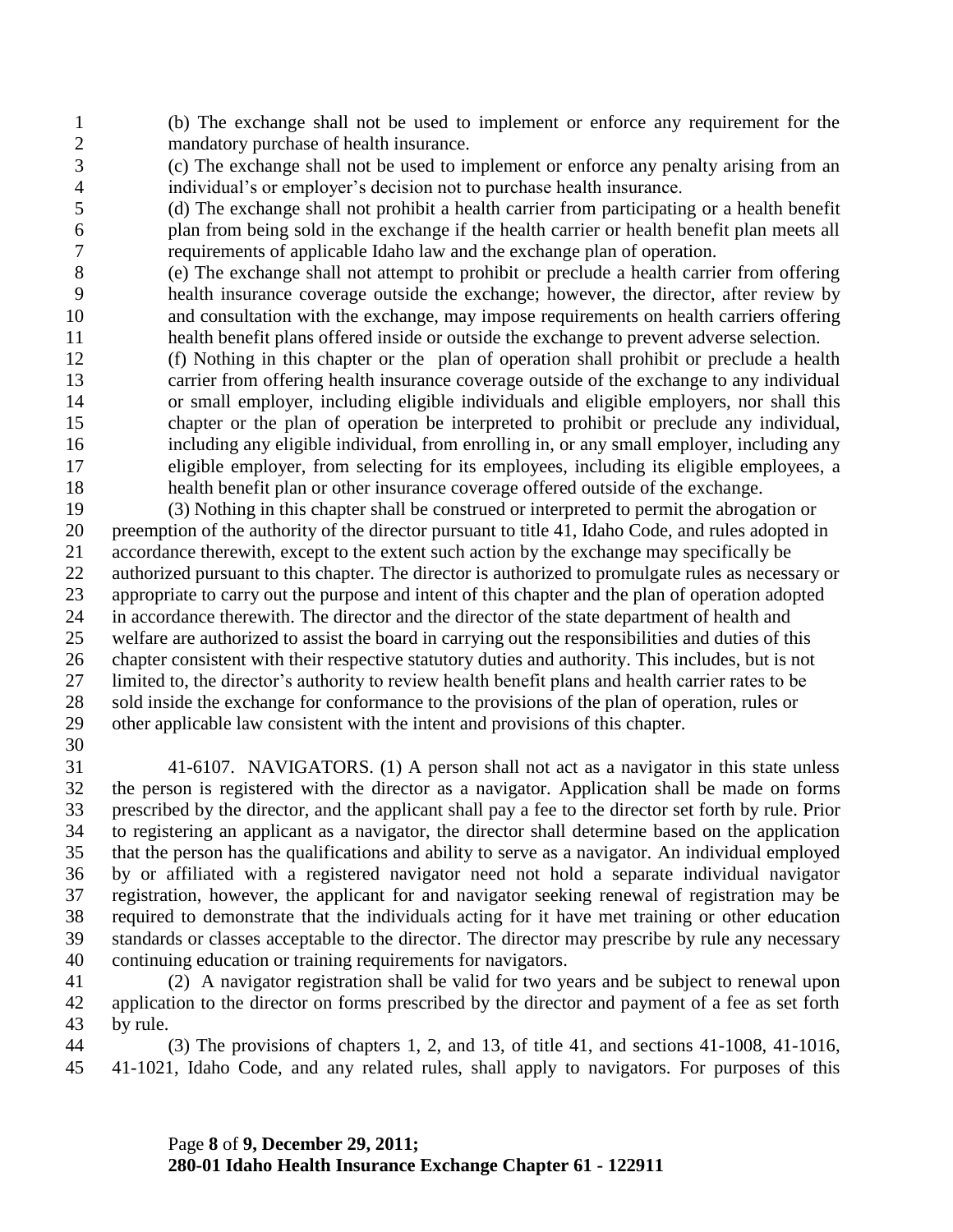(b) The exchange shall not be used to implement or enforce any requirement for the mandatory purchase of health insurance.

(c) The exchange shall not be used to implement or enforce any penalty arising from an individual's or employer's decision not to purchase health insurance.

(d) The exchange shall not prohibit a health carrier from participating or a health benefit plan from being sold in the exchange if the health carrier or health benefit plan meets all requirements of applicable Idaho law and the exchange plan of operation.

(e) The exchange shall not attempt to prohibit or preclude a health carrier from offering health insurance coverage outside the exchange; however, the director, after review by and consultation with the exchange, may impose requirements on health carriers offering health benefit plans offered inside or outside the exchange to prevent adverse selection.

(f) Nothing in this chapter or the plan of operation shall prohibit or preclude a health carrier from offering health insurance coverage outside of the exchange to any individual or small employer, including eligible individuals and eligible employers, nor shall this chapter or the plan of operation be interpreted to prohibit or preclude any individual, including any eligible individual, from enrolling in, or any small employer, including any eligible employer, from selecting for its employees, including its eligible employees, a health benefit plan or other insurance coverage offered outside of the exchange.

(3) Nothing in this chapter shall be construed or interpreted to permit the abrogation or preemption of the authority of the director pursuant to title 41, Idaho Code, and rules adopted in accordance therewith, except to the extent such action by the exchange may specifically be authorized pursuant to this chapter. The director is authorized to promulgate rules as necessary or appropriate to carry out the purpose and intent of this chapter and the plan of operation adopted in accordance therewith. The director and the director of the state department of health and welfare are authorized to assist the board in carrying out the responsibilities and duties of this chapter consistent with their respective statutory duties and authority. This includes, but is not limited to, the director's authority to review health benefit plans and health carrier rates to be sold inside the exchange for conformance to the provisions of the plan of operation, rules or other applicable law consistent with the intent and provisions of this chapter.

41-6107. NAVIGATORS. (1) A person shall not act as a navigator in this state unless the person is registered with the director as a navigator. Application shall be made on forms prescribed by the director, and the applicant shall pay a fee to the director set forth by rule. Prior to registering an applicant as a navigator, the director shall determine based on the application that the person has the qualifications and ability to serve as a navigator. An individual employed by or affiliated with a registered navigator need not hold a separate individual navigator registration, however, the applicant for and navigator seeking renewal of registration may be required to demonstrate that the individuals acting for it have met training or other education standards or classes acceptable to the director. The director may prescribe by rule any necessary continuing education or training requirements for navigators.

(2) A navigator registration shall be valid for two years and be subject to renewal upon application to the director on forms prescribed by the director and payment of a fee as set forth by rule.

(3) The provisions of chapters 1, 2, and 13, of title 41, and sections 41-1008, 41-1016, 41-1021, Idaho Code, and any related rules, shall apply to navigators. For purposes of this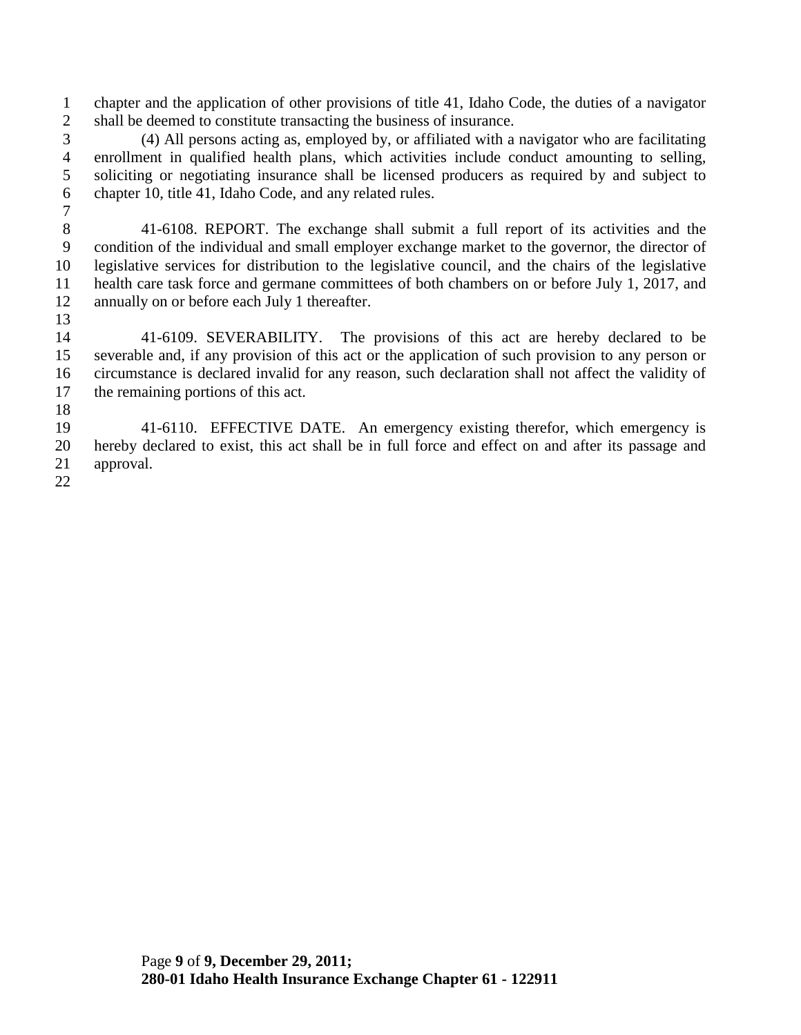chapter and the application of other provisions of title 41, Idaho Code, the duties of a navigator shall be deemed to constitute transacting the business of insurance.

(4) All persons acting as, employed by, or affiliated with a navigator who are facilitating enrollment in qualified health plans, which activities include conduct amounting to selling, soliciting or negotiating insurance shall be licensed producers as required by and subject to chapter 10, title 41, Idaho Code, and any related rules.

41-6108. REPORT. The exchange shall submit a full report of its activities and the condition of the individual and small employer exchange market to the governor, the director of legislative services for distribution to the legislative council, and the chairs of the legislative health care task force and germane committees of both chambers on or before July 1, 2017, and annually on or before each July 1 thereafter.

41-6109. SEVERABILITY. The provisions of this act are hereby declared to be severable and, if any provision of this act or the application of such provision to any person or circumstance is declared invalid for any reason, such declaration shall not affect the validity of the remaining portions of this act.

41-6110. EFFECTIVE DATE. An emergency existing therefor, which emergency is hereby declared to exist, this act shall be in full force and effect on and after its passage and approval.